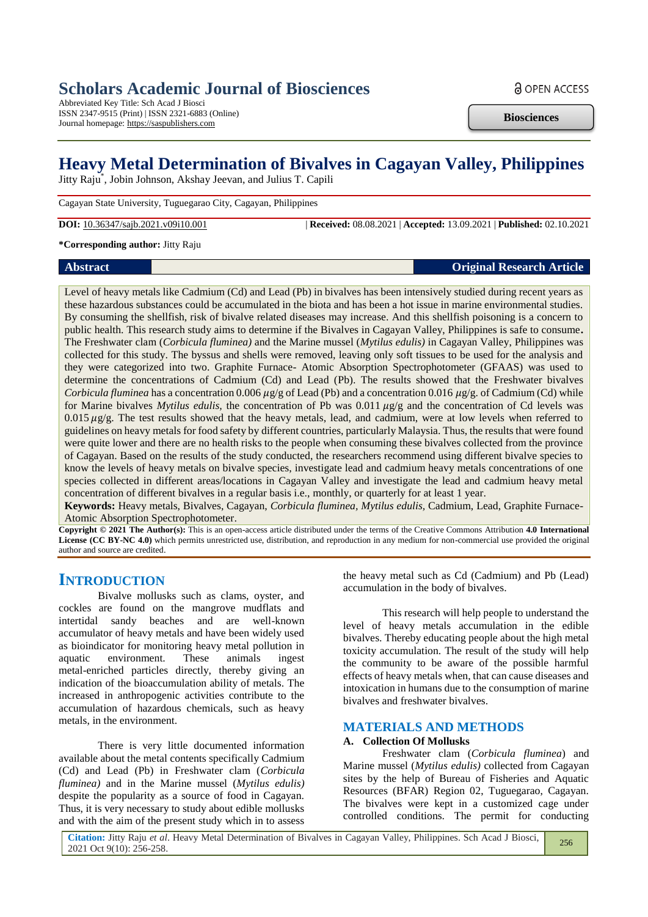Scholars Academic Journal of Biosciences

Abbreviated Key Title: Sch Acad J Biosci
ISSN 2347-9515 (Print) | ISSN 2321-6883 (Online)
Journal homepage: https://saspublishers.com

OPEN ACCESS

**Biosciences**

# Heavy Metal Determination of Bivalves in Cagayan Valley, Philippines

Jitty Raju*, Jobin Johnson, Akshay Jeevan, and Julius T. Capili

Cagayan State University, Tuguegarao City, Cagayan, Philippines

**DOI:** 10.36347/sajb.2021.v09i10.001 | **Received:** 08.08.2021 | **Accepted:** 13.09.2021 | **Published:** 02.10.2021

**\*Corresponding author:** Jitty Raju

## Abstract

**Original Research Article**

Level of heavy metals like Cadmium (Cd) and Lead (Pb) in bivalves has been intensively studied during recent years as these hazardous substances could be accumulated in the biota and has been a hot issue in marine environmental studies. By consuming the shellfish, risk of bivalve related diseases may increase. And this shellfish poisoning is a concern to public health. This research study aims to determine if the Bivalves in Cagayan Valley, Philippines is safe to consume. The Freshwater clam (*Corbicula fluminea)* and the Marine mussel (*Mytilus edulis)* in Cagayan Valley, Philippines was collected for this study. The byssus and shells were removed, leaving only soft tissues to be used for the analysis and they were categorized into two. Graphite Furnace- Atomic Absorption Spectrophotometer (GFAAS) was used to determine the concentrations of Cadmium (Cd) and Lead (Pb). The results showed that the Freshwater bivalves *Corbicula fluminea* has a concentration 0.006 $\mu$g/g of Lead (Pb) and a concentration 0.016 $\mu$g/g. of Cadmium (Cd) while for Marine bivalves *Mytilus edulis,* the concentration of Pb was 0.011 $\mu$g/g and the concentration of Cd levels was 0.015 $\mu$g/g. The test results showed that the heavy metals, lead, and cadmium, were at low levels when referred to guidelines on heavy metals for food safety by different countries, particularly Malaysia. Thus, the results that were found were quite lower and there are no health risks to the people when consuming these bivalves collected from the province of Cagayan. Based on the results of the study conducted, the researchers recommend using different bivalve species to know the levels of heavy metals on bivalve species, investigate lead and cadmium heavy metals concentrations of one species collected in different areas/locations in Cagayan Valley and investigate the lead and cadmium heavy metal concentration of different bivalves in a regular basis i.e., monthly, or quarterly for at least 1 year.

**Keywords:** Heavy metals, Bivalves, Cagayan, *Corbicula fluminea, Mytilus edulis,* Cadmium, Lead, Graphite Furnace-Atomic Absorption Spectrophotometer.

**Copyright © 2021 The Author(s):** This is an open-access article distributed under the terms of the Creative Commons Attribution **4.0 International License (CC BY-NC 4.0)** which permits unrestricted use, distribution, and reproduction in any medium for non-commercial use provided the original author and source are credited.

## INTRODUCTION

Bivalve mollusks such as clams, oyster, and cockles are found on the mangrove mudflats and intertidal sandy beaches and are well-known accumulator of heavy metals and have been widely used as bioindicator for monitoring heavy metal pollution in aquatic environment. These animals ingest metal-enriched particles directly, thereby giving an indication of the bioaccumulation ability of metals. The increased in anthropogenic activities contribute to the accumulation of hazardous chemicals, such as heavy metals, in the environment.

There is very little documented information available about the metal contents specifically Cadmium (Cd) and Lead (Pb) in Freshwater clam (*Corbicula fluminea)* and in the Marine mussel (*Mytilus edulis)* despite the popularity as a source of food in Cagayan. Thus, it is very necessary to study about edible mollusks and with the aim of the present study which in to assess the heavy metal such as Cd (Cadmium) and Pb (Lead) accumulation in the body of bivalves.

This research will help people to understand the level of heavy metals accumulation in the edible bivalves. Thereby educating people about the high metal toxicity accumulation. The result of the study will help the community to be aware of the possible harmful effects of heavy metals when, that can cause diseases and intoxication in humans due to the consumption of marine bivalves and freshwater bivalves.

## MATERIALS AND METHODS

### A. Collection Of Mollusks

Freshwater clam (*Corbicula fluminea*) and Marine mussel (*Mytilus edulis)* collected from Cagayan sites by the help of Bureau of Fisheries and Aquatic Resources (BFAR) Region 02, Tuguegarao, Cagayan. The bivalves were kept in a customized cage under controlled conditions. The permit for conducting

**Citation:** Jitty Raju *et al*. Heavy Metal Determination of Bivalves in Cagayan Valley, Philippines. Sch Acad J Biosci, 2021 Oct 9(10): 256-258.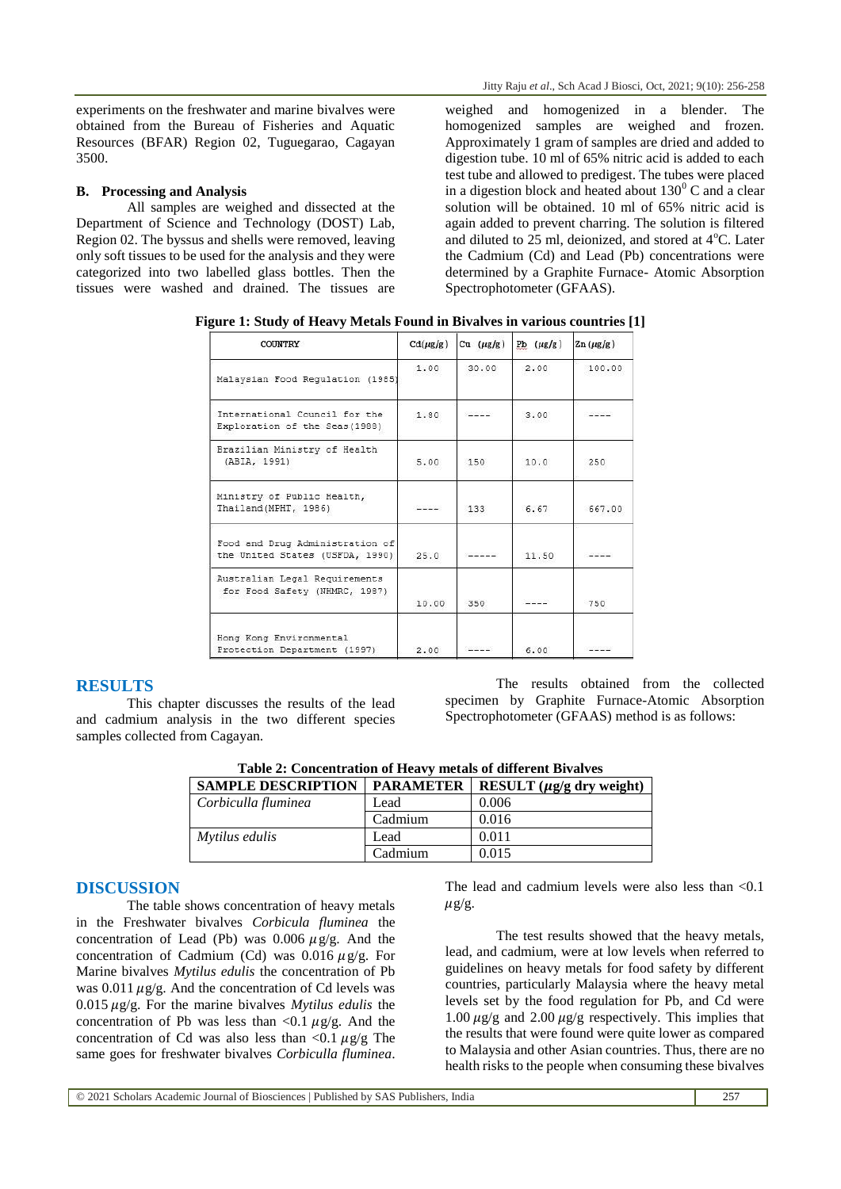experiments on the freshwater and marine bivalves were obtained from the Bureau of Fisheries and Aquatic Resources (BFAR) Region 02, Tuguegarao, Cagayan 3500.

### B. Processing and Analysis

All samples are weighed and dissected at the Department of Science and Technology (DOST) Lab, Region 02. The byssus and shells were removed, leaving only soft tissues to be used for the analysis and they were categorized into two labelled glass bottles. Then the tissues were washed and drained. The tissues are weighed and homogenized in a blender. The homogenized samples are weighed and frozen. Approximately 1 gram of samples are dried and added to digestion tube. 10 ml of 65% nitric acid is added to each test tube and allowed to predigest. The tubes were placed in a digestion block and heated about $130^0$ C and a clear solution will be obtained. 10 ml of 65% nitric acid is again added to prevent charring. The solution is filtered and diluted to 25 ml, deionized, and stored at $4^o$C. Later the Cadmium (Cd) and Lead (Pb) concentrations were determined by a Graphite Furnace- Atomic Absorption Spectrophotometer (GFAAS).

**Figure 1: Study of Heavy Metals Found in Bivalves in various countries [1]**

| COUNTRY | Cd(μg/g) | Cu (μg/g) | Pb (μg/g) | Zn(μg/g) |
|---|---|---|---|---|
| Malaysian Food Regulation (1985) | 1.00 | 30.00 | 2.00 | 100.00 |
| International Council for the Exploration of the Seas(1988) | 1.80 | ---- | 3.00 | ---- |
| Brazilian Ministry of Health (ABIA, 1991) | 5.00 | 150 | 10.0 | 250 |
| Ministry of Public Health, Thailand(MPHT, 1986) | ---- | 133 | 6.67 | 667.00 |
| Food and Drug Administration of the United States (USFDA, 1990) | 25.0 | ----- | 11.50 | ---- |
| Australian Legal Requirements for Food Safety (NHMRC, 1987) | 10.00 | 350 | ---- | 750 |
| Hong Kong Environmental Protection Department (1997) | 2.00 | ---- | 6.00 | ---- |

## RESULTS

This chapter discusses the results of the lead and cadmium analysis in the two different species samples collected from Cagayan.

The results obtained from the collected specimen by Graphite Furnace-Atomic Absorption Spectrophotometer (GFAAS) method is as follows:

**Table 2: Concentration of Heavy metals of different Bivalves**

| SAMPLE DESCRIPTION | PARAMETER | RESULT (μg/g dry weight) |
|---|---|---|
| *Corbiculla fluminea* | Lead | 0.006 |
| | Cadmium | 0.016 |
| *Mytilus edulis* | Lead | 0.011 |
| | Cadmium | 0.015 |

## DISCUSSION

The table shows concentration of heavy metals in the Freshwater bivalves *Corbicula fluminea* the concentration of Lead (Pb) was 0.006 μg/g. And the concentration of Cadmium (Cd) was 0.016 μg/g. For Marine bivalves *Mytilus edulis* the concentration of Pb was 0.011 μg/g. And the concentration of Cd levels was 0.015 μg/g. For the marine bivalves *Mytilus edulis* the concentration of Pb was less than <0.1 μg/g. And the concentration of Cd was also less than <0.1 μg/g The same goes for freshwater bivalves *Corbiculla fluminea*. The lead and cadmium levels were also less than <0.1 μg/g.

The test results showed that the heavy metals, lead, and cadmium, were at low levels when referred to guidelines on heavy metals for food safety by different countries, particularly Malaysia where the heavy metal levels set by the food regulation for Pb, and Cd were 1.00 μg/g and 2.00 μg/g respectively. This implies that the results that were found were quite lower as compared to Malaysia and other Asian countries. Thus, there are no health risks to the people when consuming these bivalves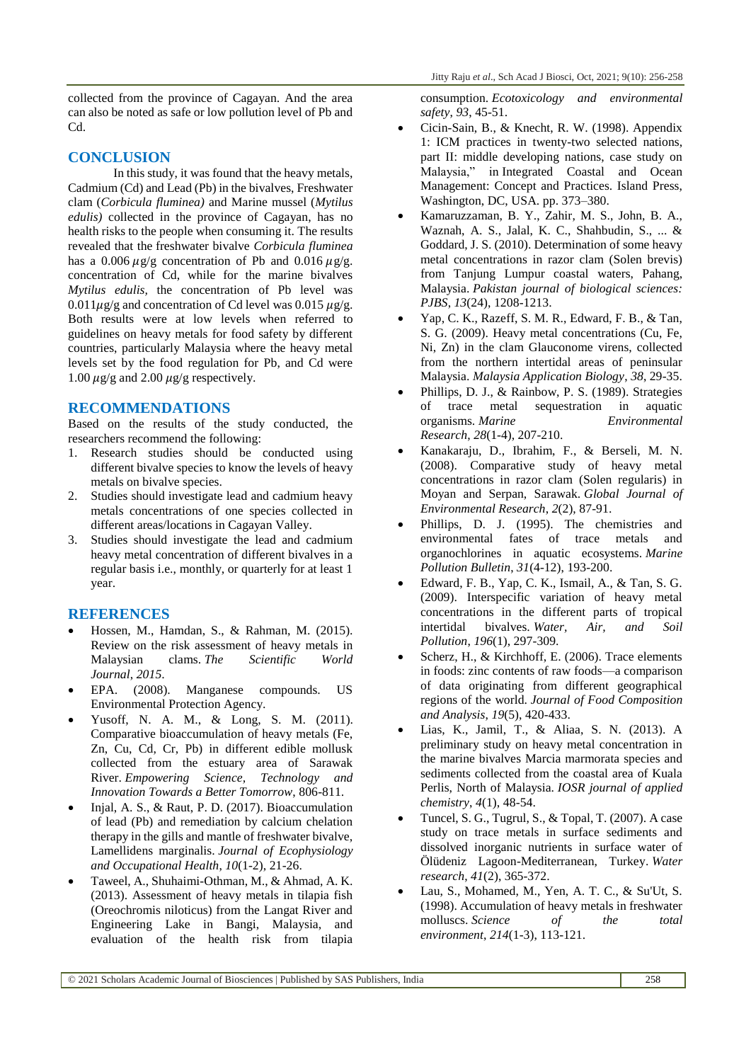collected from the province of Cagayan. And the area can also be noted as safe or low pollution level of Pb and Cd.

## CONCLUSION

In this study, it was found that the heavy metals, Cadmium (Cd) and Lead (Pb) in the bivalves, Freshwater clam (*Corbicula fluminea)* and Marine mussel (*Mytilus edulis)* collected in the province of Cagayan, has no health risks to the people when consuming it. The results revealed that the freshwater bivalve *Corbicula fluminea* has a 0.006 $\mu$g/g concentration of Pb and 0.016 $\mu$g/g. concentration of Cd, while for the marine bivalves *Mytilus edulis,* the concentration of Pb level was 0.011$\mu$g/g and concentration of Cd level was 0.015 $\mu$g/g. Both results were at low levels when referred to guidelines on heavy metals for food safety by different countries, particularly Malaysia where the heavy metal levels set by the food regulation for Pb, and Cd were 1.00 $\mu$g/g and 2.00 $\mu$g/g respectively.

## RECOMMENDATIONS

Based on the results of the study conducted, the researchers recommend the following:

1. Research studies should be conducted using different bivalve species to know the levels of heavy metals on bivalve species.
2. Studies should investigate lead and cadmium heavy metals concentrations of one species collected in different areas/locations in Cagayan Valley.
3. Studies should investigate the lead and cadmium heavy metal concentration of different bivalves in a regular basis i.e., monthly, or quarterly for at least 1 year.

## REFERENCES

- Hossen, M., Hamdan, S., & Rahman, M. (2015). Review on the risk assessment of heavy metals in Malaysian clams. *The Scientific World Journal*, *2015*.
- EPA. (2008). Manganese compounds. US Environmental Protection Agency.
- Yusoff, N. A. M., & Long, S. M. (2011). Comparative bioaccumulation of heavy metals (Fe, Zn, Cu, Cd, Cr, Pb) in different edible mollusk collected from the estuary area of Sarawak River. *Empowering Science, Technology and Innovation Towards a Better Tomorrow*, 806-811.
- Injal, A. S., & Raut, P. D. (2017). Bioaccumulation of lead (Pb) and remediation by calcium chelation therapy in the gills and mantle of freshwater bivalve, Lamellidens marginalis. *Journal of Ecophysiology and Occupational Health*, *10*(1-2), 21-26.
- Taweel, A., Shuhaimi-Othman, M., & Ahmad, A. K. (2013). Assessment of heavy metals in tilapia fish (Oreochromis niloticus) from the Langat River and Engineering Lake in Bangi, Malaysia, and evaluation of the health risk from tilapia consumption. *Ecotoxicology and environmental safety*, *93*, 45-51.
- Cicin-Sain, B., & Knecht, R. W. (1998). Appendix 1: ICM practices in twenty-two selected nations, part II: middle developing nations, case study on Malaysia," in Integrated Coastal and Ocean Management: Concept and Practices. Island Press, Washington, DC, USA. pp. 373–380.
- Kamaruzzaman, B. Y., Zahir, M. S., John, B. A., Waznah, A. S., Jalal, K. C., Shahbudin, S., ... & Goddard, J. S. (2010). Determination of some heavy metal concentrations in razor clam (Solen brevis) from Tanjung Lumpur coastal waters, Pahang, Malaysia. *Pakistan journal of biological sciences: PJBS*, *13*(24), 1208-1213.
- Yap, C. K., Razeff, S. M. R., Edward, F. B., & Tan, S. G. (2009). Heavy metal concentrations (Cu, Fe, Ni, Zn) in the clam Glauconome virens, collected from the northern intertidal areas of peninsular Malaysia. *Malaysia Application Biology, 38*, 29-35.
- Phillips, D. J., & Rainbow, P. S. (1989). Strategies of trace metal sequestration in aquatic organisms. *Marine Environmental Research*, *28*(1-4), 207-210.
- Kanakaraju, D., Ibrahim, F., & Berseli, M. N. (2008). Comparative study of heavy metal concentrations in razor clam (Solen regularis) in Moyan and Serpan, Sarawak. *Global Journal of Environmental Research*, *2*(2), 87-91.
- Phillips, D. J. (1995). The chemistries and environmental fates of trace metals and organochlorines in aquatic ecosystems. *Marine Pollution Bulletin*, *31*(4-12), 193-200.
- Edward, F. B., Yap, C. K., Ismail, A., & Tan, S. G. (2009). Interspecific variation of heavy metal concentrations in the different parts of tropical intertidal bivalves. *Water, Air, and Soil Pollution*, *196*(1), 297-309.
- Scherz, H., & Kirchhoff, E. (2006). Trace elements in foods: zinc contents of raw foods—a comparison of data originating from different geographical regions of the world. *Journal of Food Composition and Analysis*, *19*(5), 420-433.
- Lias, K., Jamil, T., & Aliaa, S. N. (2013). A preliminary study on heavy metal concentration in the marine bivalves Marcia marmorata species and sediments collected from the coastal area of Kuala Perlis, North of Malaysia. *IOSR journal of applied chemistry*, *4*(1), 48-54.
- Tuncel, S. G., Tugrul, S., & Topal, T. (2007). A case study on trace metals in surface sediments and dissolved inorganic nutrients in surface water of Ölüdeniz Lagoon-Mediterranean, Turkey. *Water research*, *41*(2), 365-372.
- Lau, S., Mohamed, M., Yen, A. T. C., & Su'Ut, S. (1998). Accumulation of heavy metals in freshwater molluscs. *Science of the total environment*, *214*(1-3), 113-121.